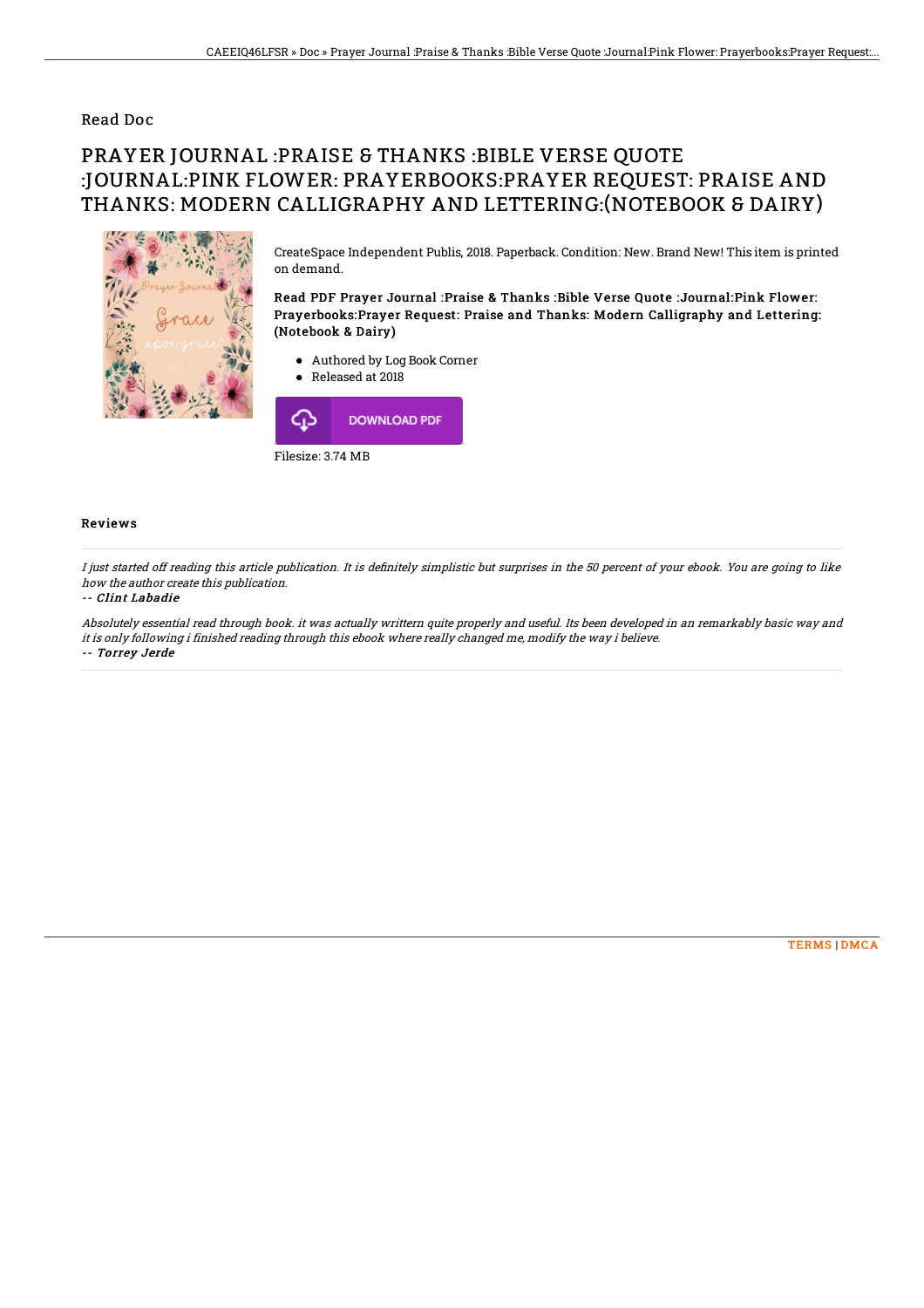Read Doc

# PRAYER JOURNAL :PRAISE & THANKS :BIBLE VERSE QUOTE :JOURNAL:PINK FLOWER: PRAYERBOOKS:PRAYER REQUEST: PRAISE AND THANKS: MODERN CALLIGRAPHY AND LETTERING:(NOTEBOOK & DAIRY)

CreateSpace Independent Publis, 2018. Paperback. Condition: New. Brand New! This item is printed on demand.

**Read PDF Prayer Journal :Praise & Thanks :Bible Verse Quote :Journal:Pink Flower: Prayerbooks:Prayer Request: Praise and Thanks: Modern Calligraphy and Lettering:(Notebook & Dairy)**

- Authored by Log Book Corner
- Released at 2018

DOWNLOAD PDF

Filesize: 3.74 MB

## Reviews

*I just started off reading this article publication. It is definitely simplistic but surprises in the 50 percent of your ebook. You are going to like how the author create this publication.*

*-- Clint Labadie*

*Absolutely essential read through book. it was actually writtern quite properly and useful. Its been developed in an remarkably basic way and it is only following i finished reading through this ebook where really changed me, modify the way i believe.*

*-- Torrey Jerde*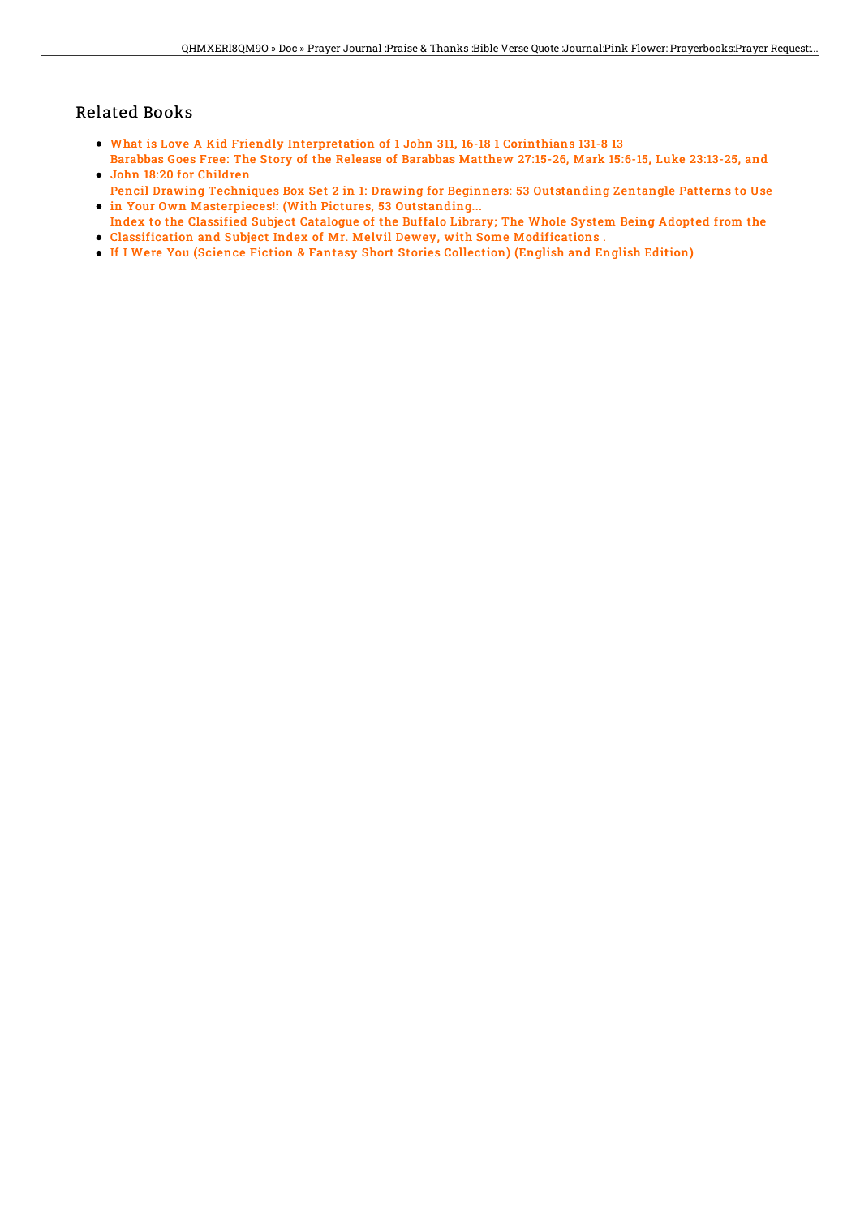## Related Books

- What is Love A Kid Friendly Interpretation of 1 John 311, 16-18 1 Corinthians 131-8 13
- Barabbas Goes Free: The Story of the Release of Barabbas Matthew 27:15-26, Mark 15:6-15, Luke 23:13-25, and John 18:20 for Children
- Pencil Drawing Techniques Box Set 2 in 1: Drawing for Beginners: 53 Outstanding Zentangle Patterns to Use in Your Own Masterpieces!: (With Pictures, 53 Outstanding...
- Index to the Classified Subject Catalogue of the Buffalo Library; The Whole System Being Adopted from the Classification and Subject Index of Mr. Melvil Dewey, with Some Modifications .
- If I Were You (Science Fiction & Fantasy Short Stories Collection) (English and English Edition)